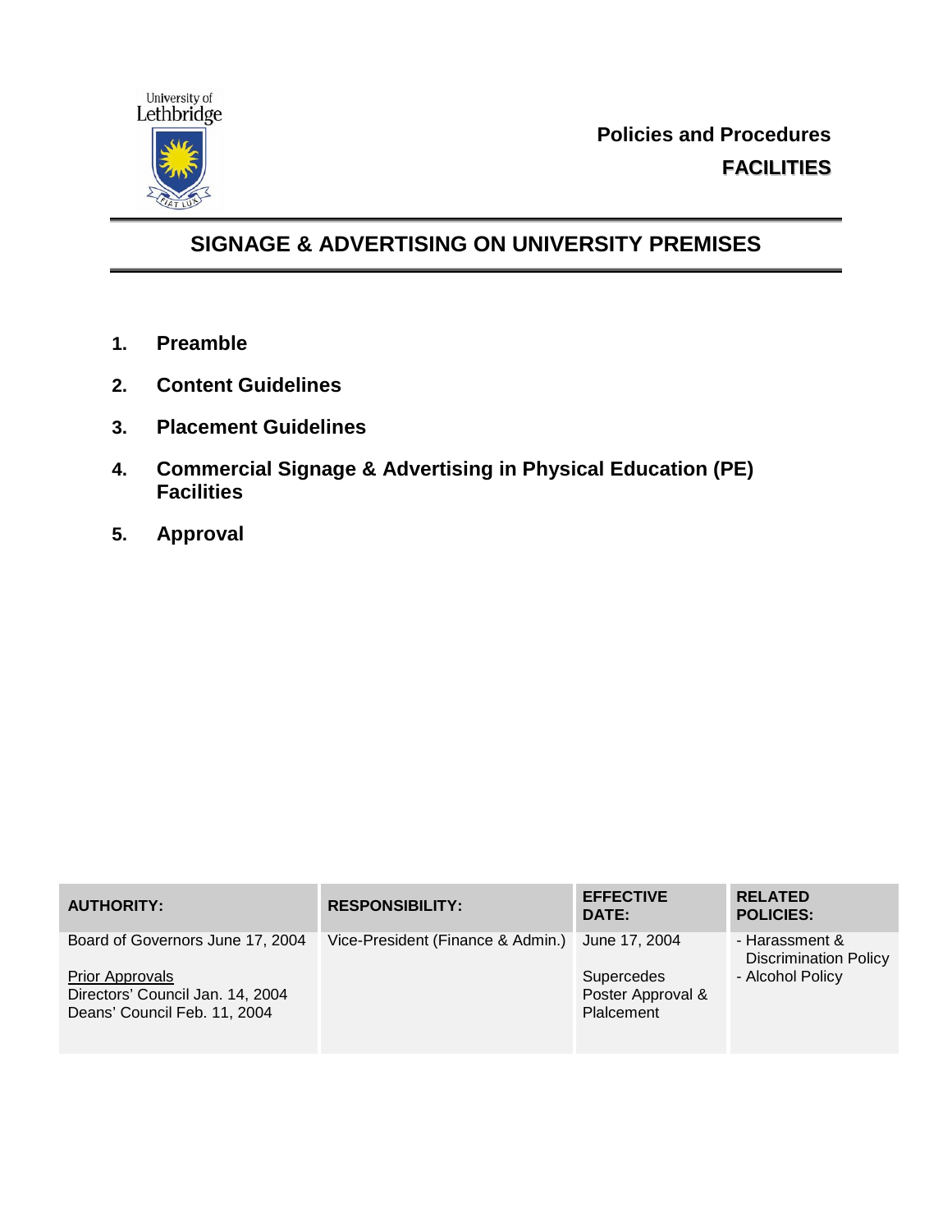University of Lethbridge

**Policies and Procedures**
**FACILITIES**

# SIGNAGE & ADVERTISING ON UNIVERSITY PREMISES

1. **Preamble**
2. **Content Guidelines**
3. **Placement Guidelines**
4. **Commercial Signage & Advertising in Physical Education (PE) Facilities**
5. **Approval**

| AUTHORITY: | RESPONSIBILITY: | EFFECTIVE DATE: | RELATED POLICIES: |
|---|---|---|---|
| Board of Governors June 17, 2004<br><br>Prior Approvals<br>Directors' Council Jan. 14, 2004<br>Deans' Council Feb. 11, 2004 | Vice-President (Finance & Admin.) | June 17, 2004<br><br>Supercedes Poster Approval & Plalcement | - Harassment & Discrimination Policy<br>- Alcohol Policy |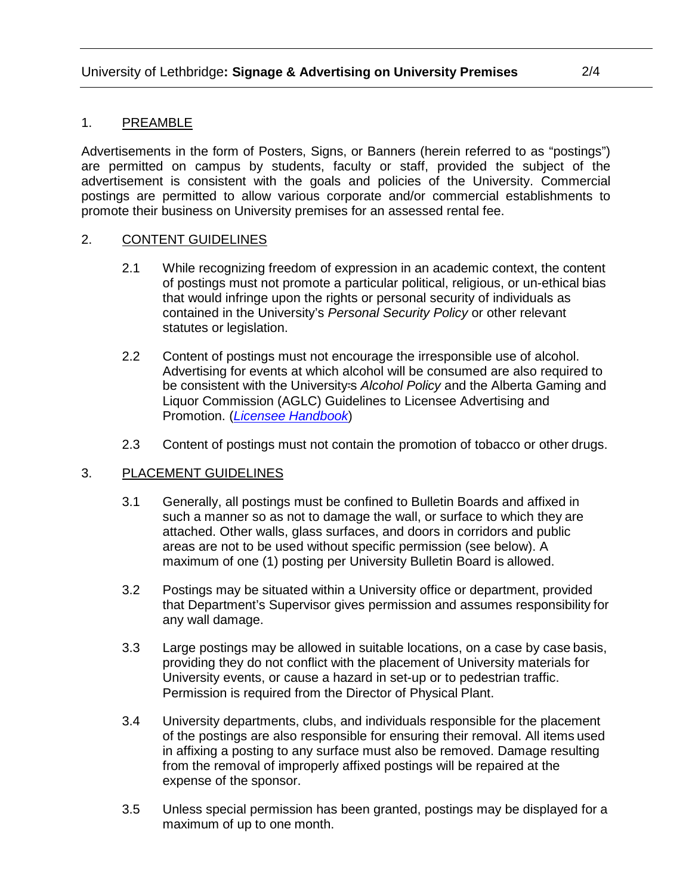## 1. PREAMBLE

Advertisements in the form of Posters, Signs, or Banners (herein referred to as "postings") are permitted on campus by students, faculty or staff, provided the subject of the advertisement is consistent with the goals and policies of the University. Commercial postings are permitted to allow various corporate and/or commercial establishments to promote their business on University premises for an assessed rental fee.

## 2. CONTENT GUIDELINES

2.1 While recognizing freedom of expression in an academic context, the content of postings must not promote a particular political, religious, or un-ethical bias that would infringe upon the rights or personal security of individuals as contained in the University's *Personal Security Policy* or other relevant statutes or legislation.

2.2 Content of postings must not encourage the irresponsible use of alcohol. Advertising for events at which alcohol will be consumed are also required to be consistent with the University=s *Alcohol Policy* and the Alberta Gaming and Liquor Commission (AGLC) Guidelines to Licensee Advertising and Promotion. (*Licensee Handbook*)

2.3 Content of postings must not contain the promotion of tobacco or other drugs.

## 3. PLACEMENT GUIDELINES

3.1 Generally, all postings must be confined to Bulletin Boards and affixed in such a manner so as not to damage the wall, or surface to which they are attached. Other walls, glass surfaces, and doors in corridors and public areas are not to be used without specific permission (see below). A maximum of one (1) posting per University Bulletin Board is allowed.

3.2 Postings may be situated within a University office or department, provided that Department's Supervisor gives permission and assumes responsibility for any wall damage.

3.3 Large postings may be allowed in suitable locations, on a case by case basis, providing they do not conflict with the placement of University materials for University events, or cause a hazard in set-up or to pedestrian traffic. Permission is required from the Director of Physical Plant.

3.4 University departments, clubs, and individuals responsible for the placement of the postings are also responsible for ensuring their removal. All items used in affixing a posting to any surface must also be removed. Damage resulting from the removal of improperly affixed postings will be repaired at the expense of the sponsor.

3.5 Unless special permission has been granted, postings may be displayed for a maximum of up to one month.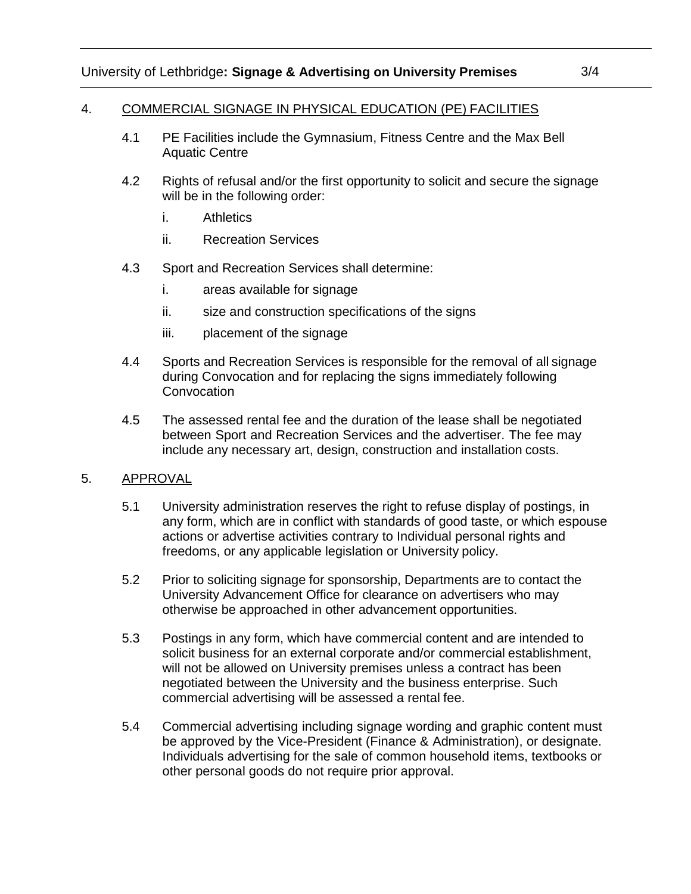## 4. COMMERCIAL SIGNAGE IN PHYSICAL EDUCATION (PE) FACILITIES

4.1 PE Facilities include the Gymnasium, Fitness Centre and the Max Bell Aquatic Centre

4.2 Rights of refusal and/or the first opportunity to solicit and secure the signage will be in the following order:

- i. Athletics
- ii. Recreation Services

4.3 Sport and Recreation Services shall determine:

- i. areas available for signage
- ii. size and construction specifications of the signs
- iii. placement of the signage

4.4 Sports and Recreation Services is responsible for the removal of all signage during Convocation and for replacing the signs immediately following Convocation

4.5 The assessed rental fee and the duration of the lease shall be negotiated between Sport and Recreation Services and the advertiser. The fee may include any necessary art, design, construction and installation costs.

## 5. APPROVAL

5.1 University administration reserves the right to refuse display of postings, in any form, which are in conflict with standards of good taste, or which espouse actions or advertise activities contrary to Individual personal rights and freedoms, or any applicable legislation or University policy.

5.2 Prior to soliciting signage for sponsorship, Departments are to contact the University Advancement Office for clearance on advertisers who may otherwise be approached in other advancement opportunities.

5.3 Postings in any form, which have commercial content and are intended to solicit business for an external corporate and/or commercial establishment, will not be allowed on University premises unless a contract has been negotiated between the University and the business enterprise. Such commercial advertising will be assessed a rental fee.

5.4 Commercial advertising including signage wording and graphic content must be approved by the Vice-President (Finance & Administration), or designate. Individuals advertising for the sale of common household items, textbooks or other personal goods do not require prior approval.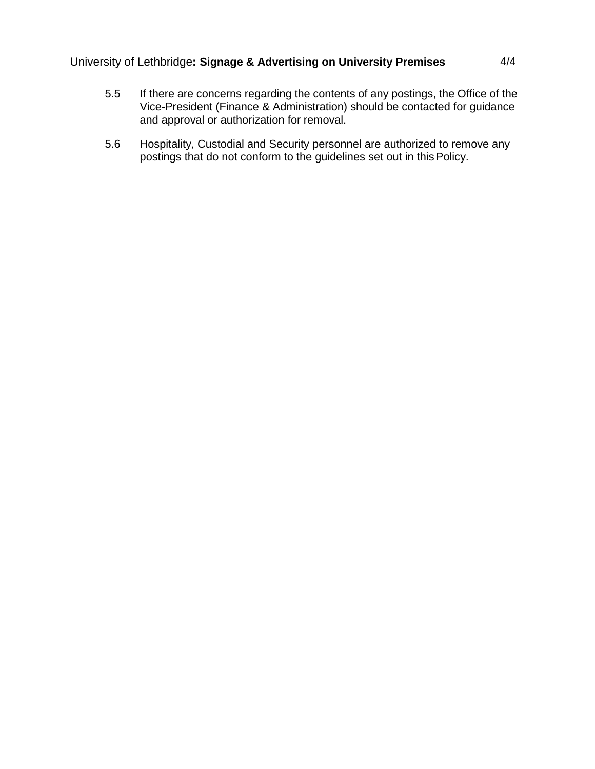5.5 If there are concerns regarding the contents of any postings, the Office of the Vice-President (Finance & Administration) should be contacted for guidance and approval or authorization for removal.

5.6 Hospitality, Custodial and Security personnel are authorized to remove any postings that do not conform to the guidelines set out in this Policy.